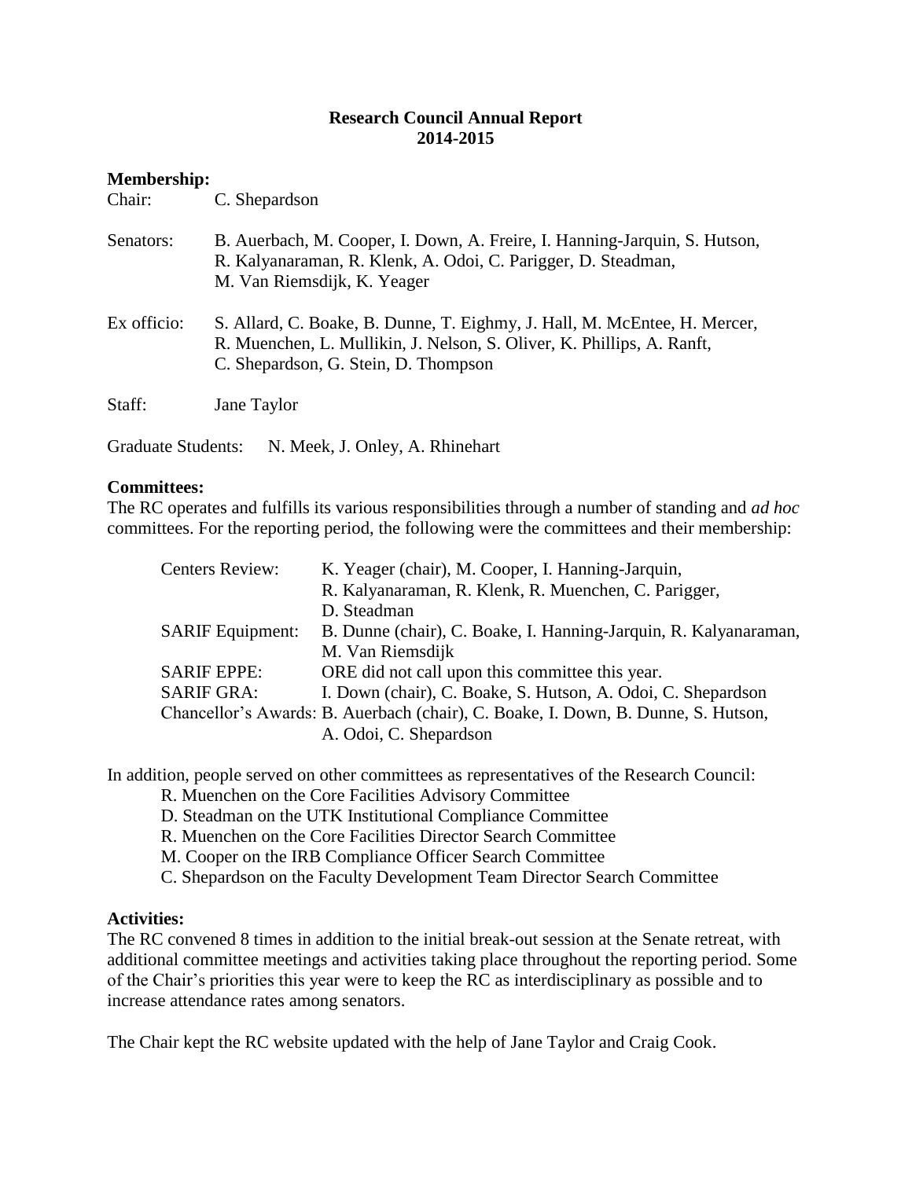# Research Council Annual Report 2014-2015

**Membership:**

Chair: C. Shepardson

Senators: B. Auerbach, M. Cooper, I. Down, A. Freire, I. Hanning-Jarquin, S. Hutson, R. Kalyanaraman, R. Klenk, A. Odoi, C. Parigger, D. Steadman, M. Van Riemsdijk, K. Yeager

Ex officio: S. Allard, C. Boake, B. Dunne, T. Eighmy, J. Hall, M. McEntee, H. Mercer, R. Muenchen, L. Mullikin, J. Nelson, S. Oliver, K. Phillips, A. Ranft, C. Shepardson, G. Stein, D. Thompson

Staff: Jane Taylor

Graduate Students: N. Meek, J. Onley, A. Rhinehart

**Committees:**

The RC operates and fulfills its various responsibilities through a number of standing and *ad hoc* committees. For the reporting period, the following were the committees and their membership:

| Committee | Membership |
|---|---|
| Centers Review: | K. Yeager (chair), M. Cooper, I. Hanning-Jarquin, R. Kalyanaraman, R. Klenk, R. Muenchen, C. Parigger, D. Steadman |
| SARIF Equipment: | B. Dunne (chair), C. Boake, I. Hanning-Jarquin, R. Kalyanaraman, M. Van Riemsdijk |
| SARIF EPPE: | ORE did not call upon this committee this year. |
| SARIF GRA: | I. Down (chair), C. Boake, S. Hutson, A. Odoi, C. Shepardson |
| Chancellor's Awards: | B. Auerbach (chair), C. Boake, I. Down, B. Dunne, S. Hutson, A. Odoi, C. Shepardson |

In addition, people served on other committees as representatives of the Research Council:

- R. Muenchen on the Core Facilities Advisory Committee
- D. Steadman on the UTK Institutional Compliance Committee
- R. Muenchen on the Core Facilities Director Search Committee
- M. Cooper on the IRB Compliance Officer Search Committee
- C. Shepardson on the Faculty Development Team Director Search Committee

**Activities:**

The RC convened 8 times in addition to the initial break-out session at the Senate retreat, with additional committee meetings and activities taking place throughout the reporting period. Some of the Chair's priorities this year were to keep the RC as interdisciplinary as possible and to increase attendance rates among senators.

The Chair kept the RC website updated with the help of Jane Taylor and Craig Cook.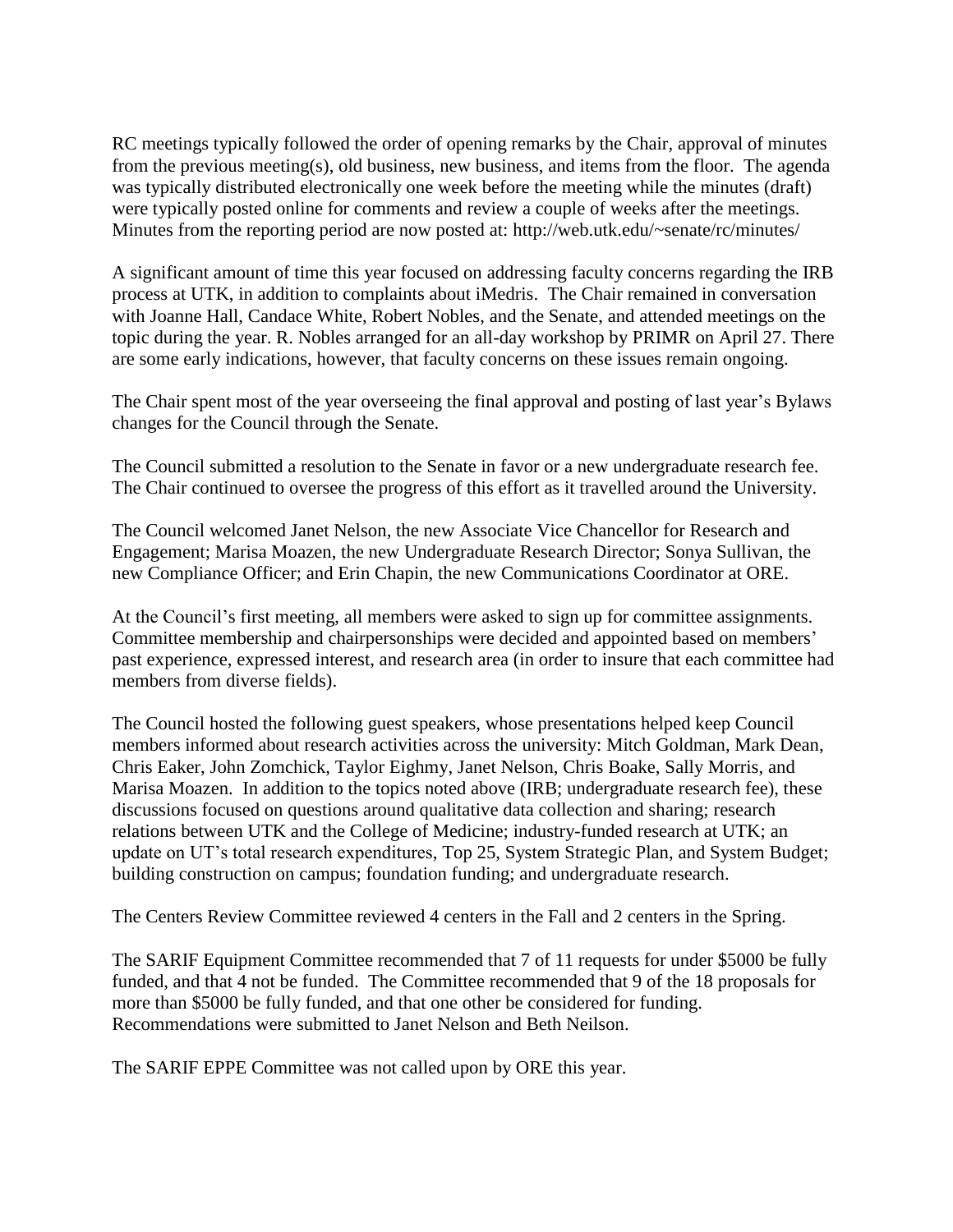RC meetings typically followed the order of opening remarks by the Chair, approval of minutes from the previous meeting(s), old business, new business, and items from the floor. The agenda was typically distributed electronically one week before the meeting while the minutes (draft) were typically posted online for comments and review a couple of weeks after the meetings. Minutes from the reporting period are now posted at: http://web.utk.edu/~senate/rc/minutes/

A significant amount of time this year focused on addressing faculty concerns regarding the IRB process at UTK, in addition to complaints about iMedris. The Chair remained in conversation with Joanne Hall, Candace White, Robert Nobles, and the Senate, and attended meetings on the topic during the year. R. Nobles arranged for an all-day workshop by PRIMR on April 27. There are some early indications, however, that faculty concerns on these issues remain ongoing.

The Chair spent most of the year overseeing the final approval and posting of last year's Bylaws changes for the Council through the Senate.

The Council submitted a resolution to the Senate in favor or a new undergraduate research fee. The Chair continued to oversee the progress of this effort as it travelled around the University.

The Council welcomed Janet Nelson, the new Associate Vice Chancellor for Research and Engagement; Marisa Moazen, the new Undergraduate Research Director; Sonya Sullivan, the new Compliance Officer; and Erin Chapin, the new Communications Coordinator at ORE.

At the Council's first meeting, all members were asked to sign up for committee assignments. Committee membership and chairpersonships were decided and appointed based on members' past experience, expressed interest, and research area (in order to insure that each committee had members from diverse fields).

The Council hosted the following guest speakers, whose presentations helped keep Council members informed about research activities across the university: Mitch Goldman, Mark Dean, Chris Eaker, John Zomchick, Taylor Eighmy, Janet Nelson, Chris Boake, Sally Morris, and Marisa Moazen. In addition to the topics noted above (IRB; undergraduate research fee), these discussions focused on questions around qualitative data collection and sharing; research relations between UTK and the College of Medicine; industry-funded research at UTK; an update on UT's total research expenditures, Top 25, System Strategic Plan, and System Budget; building construction on campus; foundation funding; and undergraduate research.

The Centers Review Committee reviewed 4 centers in the Fall and 2 centers in the Spring.

The SARIF Equipment Committee recommended that 7 of 11 requests for under $5000 be fully funded, and that 4 not be funded. The Committee recommended that 9 of the 18 proposals for more than $5000 be fully funded, and that one other be considered for funding. Recommendations were submitted to Janet Nelson and Beth Neilson.

The SARIF EPPE Committee was not called upon by ORE this year.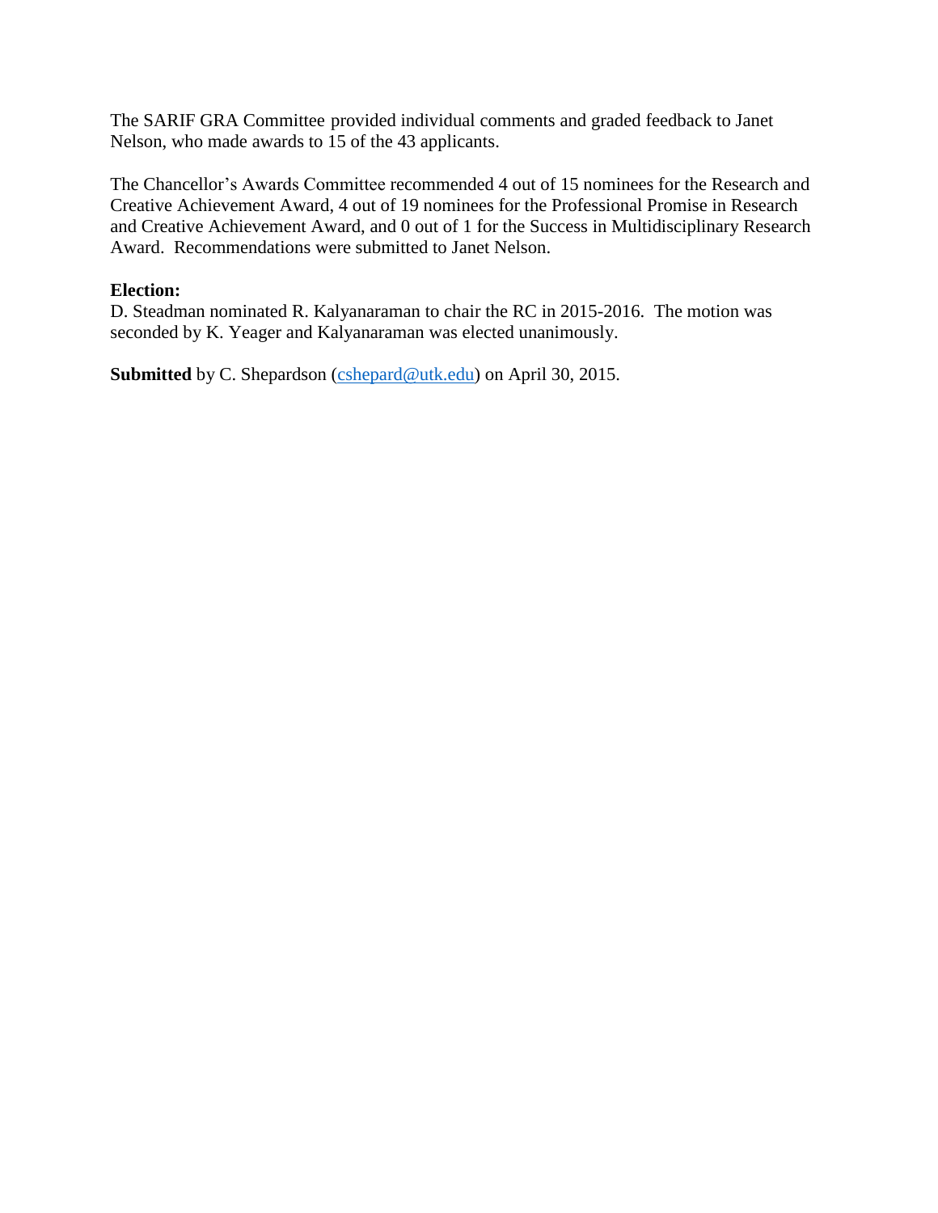The SARIF GRA Committee provided individual comments and graded feedback to Janet Nelson, who made awards to 15 of the 43 applicants.

The Chancellor's Awards Committee recommended 4 out of 15 nominees for the Research and Creative Achievement Award, 4 out of 19 nominees for the Professional Promise in Research and Creative Achievement Award, and 0 out of 1 for the Success in Multidisciplinary Research Award. Recommendations were submitted to Janet Nelson.

**Election:**
D. Steadman nominated R. Kalyanaraman to chair the RC in 2015-2016. The motion was seconded by K. Yeager and Kalyanaraman was elected unanimously.

**Submitted** by C. Shepardson (cshepard@utk.edu) on April 30, 2015.